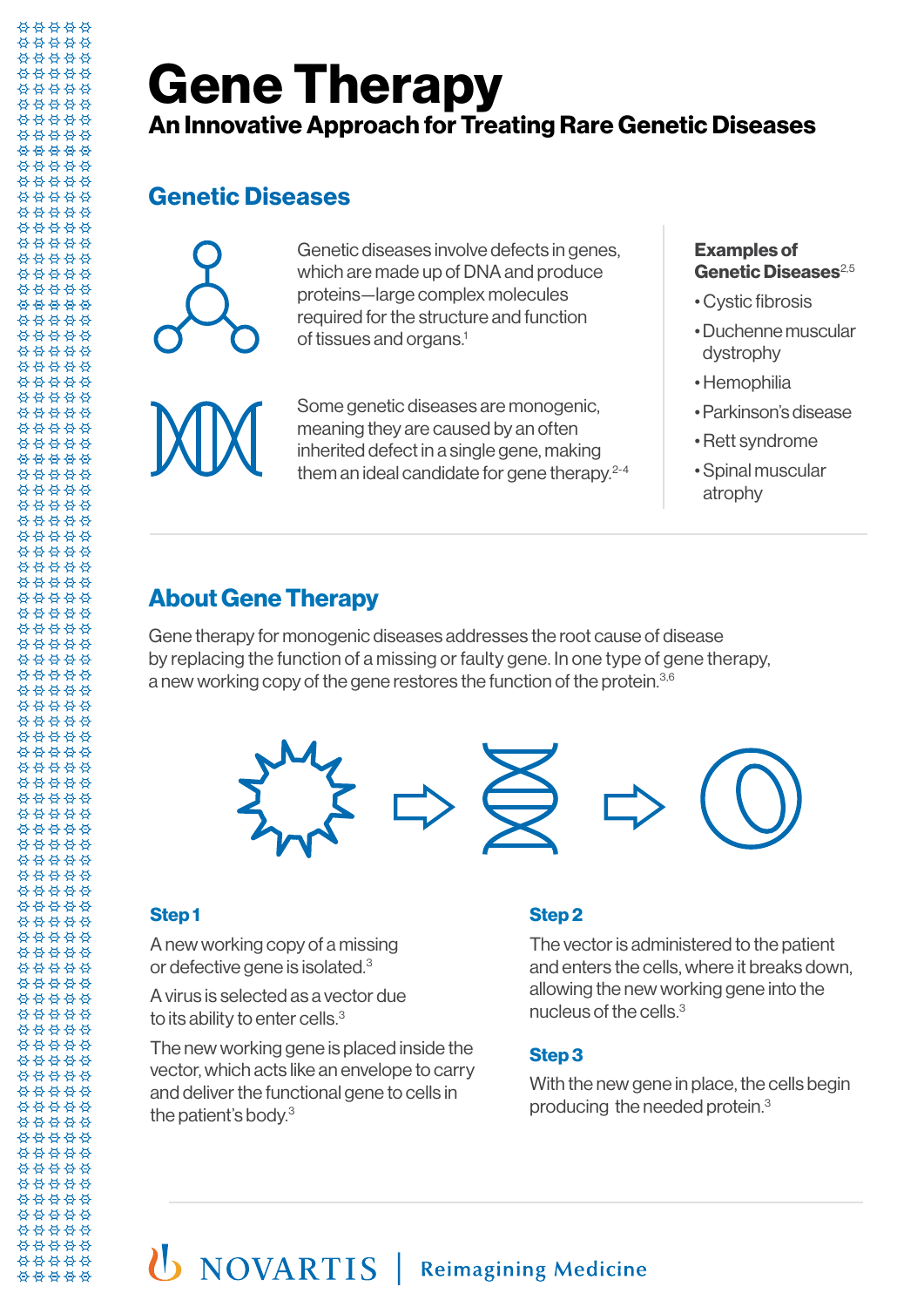# Gene Therapy

**An Innovative Approach for Treating Rare Genetic Diseases**

## Genetic Diseases

Genetic diseases involve defects in genes, which are made up of DNA and produce proteins—large complex molecules required for the structure and function of tissues and organs.[1]

Some genetic diseases are monogenic, meaning they are caused by an often inherited defect in a single gene, making them an ideal candidate for gene therapy.[2-4]

**Examples of Genetic Diseases**[2,5]

- Cystic fibrosis
- Duchenne muscular dystrophy
- Hemophilia
- Parkinson's disease
- Rett syndrome
- Spinal muscular atrophy

## About Gene Therapy

Gene therapy for monogenic diseases addresses the root cause of disease by replacing the function of a missing or faulty gene. In one type of gene therapy, a new working copy of the gene restores the function of the protein.[3,6]

### Step 1

A new working copy of a missing or defective gene is isolated.[3]

A virus is selected as a vector due to its ability to enter cells.[3]

The new working gene is placed inside the vector, which acts like an envelope to carry and deliver the functional gene to cells in the patient's body.[3]

### Step 2

The vector is administered to the patient and enters the cells, where it breaks down, allowing the new working gene into the nucleus of the cells.[3]

### Step 3

With the new gene in place, the cells begin producing the needed protein.[3]

NOVARTIS | Reimagining Medicine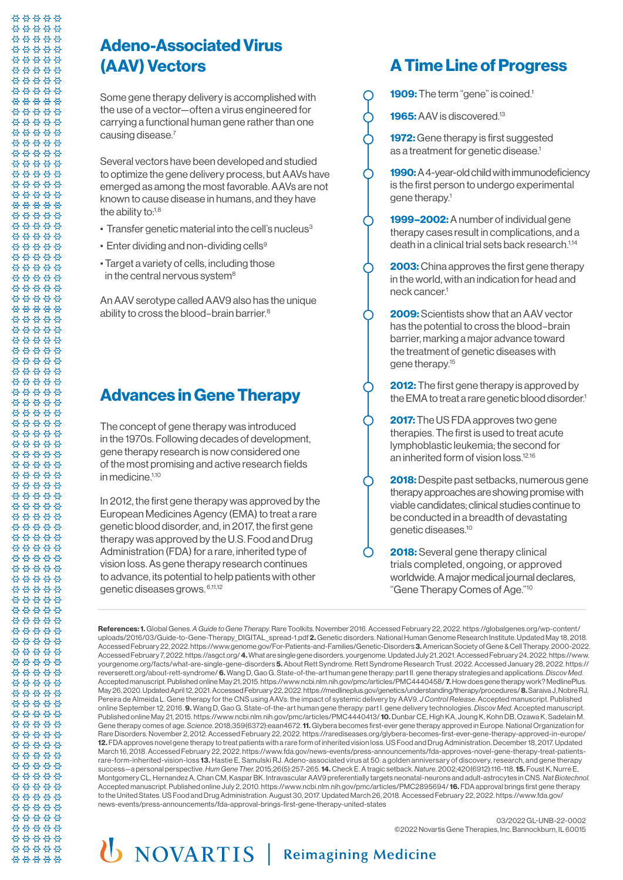## Adeno-Associated Virus (AAV) Vectors

Some gene therapy delivery is accomplished with the use of a vector—often a virus engineered for carrying a functional human gene rather than one causing disease.[7]

Several vectors have been developed and studied to optimize the gene delivery process, but AAVs have emerged as among the most favorable. AAVs are not known to cause disease in humans, and they have the ability to:[1,8]

- Transfer genetic material into the cell's nucleus[3]
- Enter dividing and non-dividing cells[9]
- Target a variety of cells, including those in the central nervous system[8]

An AAV serotype called AAV9 also has the unique ability to cross the blood–brain barrier.[8]

## Advances in Gene Therapy

The concept of gene therapy was introduced in the 1970s. Following decades of development, gene therapy research is now considered one of the most promising and active research fields in medicine.[1,10]

In 2012, the first gene therapy was approved by the European Medicines Agency (EMA) to treat a rare genetic blood disorder, and, in 2017, the first gene therapy was approved by the U.S. Food and Drug Administration (FDA) for a rare, inherited type of vision loss. As gene therapy research continues to advance, its potential to help patients with other genetic diseases grows.[6,11,12]

## A Time Line of Progress

**1909:** The term "gene" is coined.[1]

**1965:** AAV is discovered.[13]

**1972:** Gene therapy is first suggested as a treatment for genetic disease.[1]

**1990:** A 4-year-old child with immunodeficiency is the first person to undergo experimental gene therapy.[1]

**1999–2002:** A number of individual gene therapy cases result in complications, and a death in a clinical trial sets back research.[1,14]

**2003:** China approves the first gene therapy in the world, with an indication for head and neck cancer.[1]

**2009:** Scientists show that an AAV vector has the potential to cross the blood–brain barrier, marking a major advance toward the treatment of genetic diseases with gene therapy.[15]

**2012:** The first gene therapy is approved by the EMA to treat a rare genetic blood disorder.[1]

**2017:** The US FDA approves two gene therapies. The first is used to treat acute lymphoblastic leukemia; the second for an inherited form of vision loss.[12,16]

**2018:** Despite past setbacks, numerous gene therapy approaches are showing promise with viable candidates; clinical studies continue to be conducted in a breadth of devastating genetic diseases.[10]

**2018:** Several gene therapy clinical trials completed, ongoing, or approved worldwide. A major medical journal declares, "Gene Therapy Comes of Age."[10]

**References: 1.** Global Genes. *A Guide to Gene Therapy.* Rare Toolkits. November 2016. Accessed February 22, 2022. https://globalgenes.org/wp-content/uploads/2016/03/Guide-to-Gene-Therapy_DIGITAL_spread-1.pdf **2.** Genetic disorders. National Human Genome Research Institute. Updated May 18, 2018. Accessed February 22, 2022. https://www.genome.gov/For-Patients-and-Families/Genetic-Disorders **3.** American Society of Gene & Cell Therapy. 2000-2022. Accessed February 7, 2022. https://asgct.org/ **4.** What are single gene disorders. yourgenome. Updated July 21, 2021. Accessed February 24, 2022. https://www.yourgenome.org/facts/what-are-single-gene-disorders **5.** About Rett Syndrome. Rett Syndrome Research Trust. 2022. Accessed January 28, 2022. https://reverserett.org/about-rett-syndrome/ **6.** Wang D, Gao G. State-of-the-art human gene therapy: part II. gene therapy strategies and applications. *Discov Med.* Accepted manuscript. Published online May 21, 2015. https://www.ncbi.nlm.nih.gov/pmc/articles/PMC4440458/ **7.** How does gene therapy work? MedlinePlus. May 26, 2020. Updated April 12, 2021. Accessed February 22, 2022. https://medlineplus.gov/genetics/understanding/therapy/procedures/ **8.** Saraiva J, Nobre RJ, Pereira de Almeida L. Gene therapy for the CNS using AAVs: the impact of systemic delivery by AAV9. *J Control Release.* Accepted manuscript. Published online September 12, 2016. **9.** Wang D, Gao G. State-of-the-art human gene therapy: part I. gene delivery technologies. *Discov Med.* Accepted manuscript. Published online May 21, 2015. https://www.ncbi.nlm.nih.gov/pmc/articles/PMC4440413/ **10.** Dunbar CE, High KA, Joung K, Kohn DB, Ozawa K, Sadelain M. Gene therapy comes of age. *Science.* 2018;359(6372):eaan4672. **11.** Glybera becomes first-ever gene therapy approved in Europe. National Organization for Rare Disorders. November 2, 2012. Accessed February 22, 2022. https://rarediseases.org/glybera-becomes-first-ever-gene-therapy-approved-in-europe/ **12.** FDA approves novel gene therapy to treat patients with a rare form of inherited vision loss. US Food and Drug Administration. December 18, 2017. Updated March 16, 2018. Accessed February 22, 2022. https://www.fda.gov/news-events/press-announcements/fda-approves-novel-gene-therapy-treat-patients-rare-form-inherited-vision-loss **13.** Hastie E, Samulski RJ. Adeno-associated virus at 50: a golden anniversary of discovery, research, and gene therapy success—a personal perspective. *Hum Gene Ther.* 2015;26(5):257-265. **14.** Check E. A tragic setback. *Nature.* 2002;420(6912):116-118. **15.** Foust K, Nurre E, Montgomery CL, Hernandez A, Chan CM, Kaspar BK. Intravascular AAV9 preferentially targets neonatal-neurons and adult-astrocytes in CNS. *Nat Biotechnol.* Accepted manuscript. Published online July 2, 2010. https://www.ncbi.nlm.nih.gov/pmc/articles/PMC2895694/ **16.** FDA approval brings first gene therapy to the United States. US Food and Drug Administration. August 30, 2017. Updated March 26, 2018. Accessed February 22, 2022. https://www.fda.gov/news-events/press-announcements/fda-approval-brings-first-gene-therapy-united-states

03/2022 GL-UNB-22-0002
©2022 Novartis Gene Therapies, Inc. Bannockburn, IL 60015

NOVARTIS | Reimagining Medicine